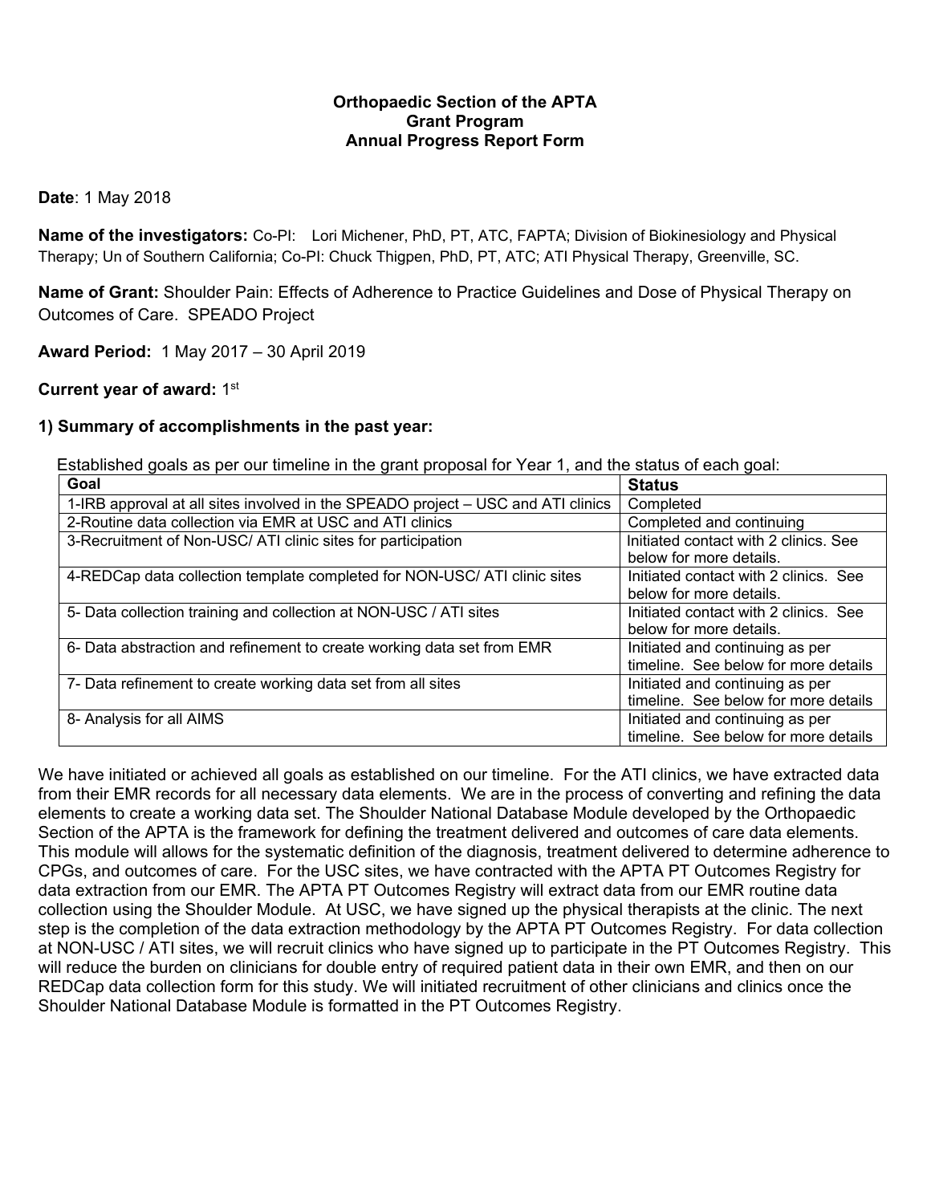**Orthopaedic Section of the APTA**
**Grant Program**
**Annual Progress Report Form**

**Date**: 1 May 2018

**Name of the investigators:** Co-PI: Lori Michener, PhD, PT, ATC, FAPTA; Division of Biokinesiology and Physical Therapy; Un of Southern California; Co-PI: Chuck Thigpen, PhD, PT, ATC; ATI Physical Therapy, Greenville, SC.

**Name of Grant:** Shoulder Pain: Effects of Adherence to Practice Guidelines and Dose of Physical Therapy on Outcomes of Care. SPEADO Project

**Award Period:** 1 May 2017 – 30 April 2019

**Current year of award:** 1st

**1) Summary of accomplishments in the past year:**

Established goals as per our timeline in the grant proposal for Year 1, and the status of each goal:

| Goal | Status |
|---|---|
| 1-IRB approval at all sites involved in the SPEADO project – USC and ATI clinics | Completed |
| 2-Routine data collection via EMR at USC and ATI clinics | Completed and continuing |
| 3-Recruitment of Non-USC/ ATI clinic sites for participation | Initiated contact with 2 clinics. See below for more details. |
| 4-REDCap data collection template completed for NON-USC/ ATI clinic sites | Initiated contact with 2 clinics. See below for more details. |
| 5- Data collection training and collection at NON-USC / ATI sites | Initiated contact with 2 clinics. See below for more details. |
| 6- Data abstraction and refinement to create working data set from EMR | Initiated and continuing as per timeline. See below for more details |
| 7- Data refinement to create working data set from all sites | Initiated and continuing as per timeline. See below for more details |
| 8- Analysis for all AIMS | Initiated and continuing as per timeline. See below for more details |

We have initiated or achieved all goals as established on our timeline. For the ATI clinics, we have extracted data from their EMR records for all necessary data elements. We are in the process of converting and refining the data elements to create a working data set. The Shoulder National Database Module developed by the Orthopaedic Section of the APTA is the framework for defining the treatment delivered and outcomes of care data elements. This module will allows for the systematic definition of the diagnosis, treatment delivered to determine adherence to CPGs, and outcomes of care. For the USC sites, we have contracted with the APTA PT Outcomes Registry for data extraction from our EMR. The APTA PT Outcomes Registry will extract data from our EMR routine data collection using the Shoulder Module. At USC, we have signed up the physical therapists at the clinic. The next step is the completion of the data extraction methodology by the APTA PT Outcomes Registry. For data collection at NON-USC / ATI sites, we will recruit clinics who have signed up to participate in the PT Outcomes Registry. This will reduce the burden on clinicians for double entry of required patient data in their own EMR, and then on our REDCap data collection form for this study. We will initiated recruitment of other clinicians and clinics once the Shoulder National Database Module is formatted in the PT Outcomes Registry.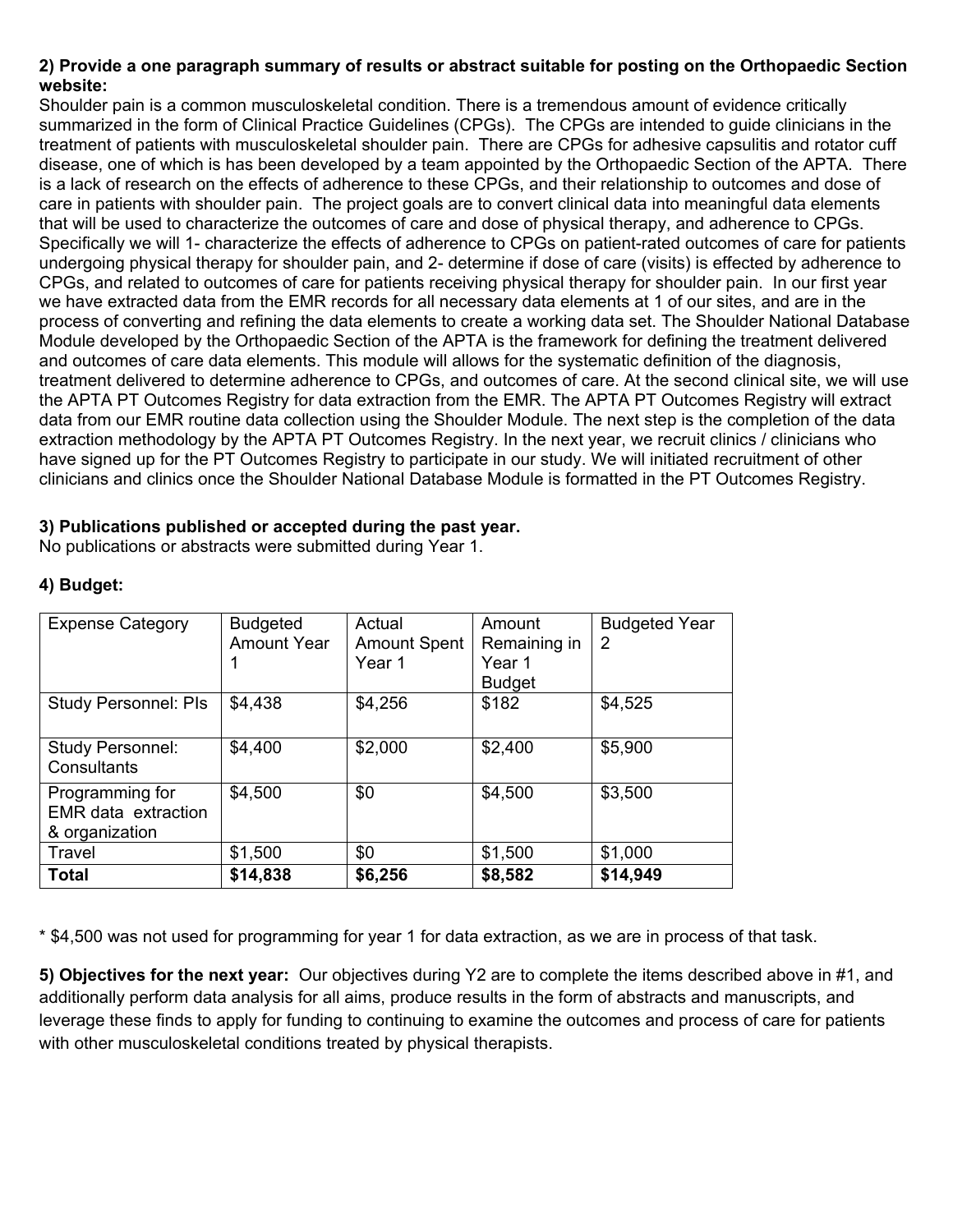**2) Provide a one paragraph summary of results or abstract suitable for posting on the Orthopaedic Section website:**

Shoulder pain is a common musculoskeletal condition. There is a tremendous amount of evidence critically summarized in the form of Clinical Practice Guidelines (CPGs). The CPGs are intended to guide clinicians in the treatment of patients with musculoskeletal shoulder pain. There are CPGs for adhesive capsulitis and rotator cuff disease, one of which is has been developed by a team appointed by the Orthopaedic Section of the APTA. There is a lack of research on the effects of adherence to these CPGs, and their relationship to outcomes and dose of care in patients with shoulder pain. The project goals are to convert clinical data into meaningful data elements that will be used to characterize the outcomes of care and dose of physical therapy, and adherence to CPGs. Specifically we will 1- characterize the effects of adherence to CPGs on patient-rated outcomes of care for patients undergoing physical therapy for shoulder pain, and 2- determine if dose of care (visits) is effected by adherence to CPGs, and related to outcomes of care for patients receiving physical therapy for shoulder pain. In our first year we have extracted data from the EMR records for all necessary data elements at 1 of our sites, and are in the process of converting and refining the data elements to create a working data set. The Shoulder National Database Module developed by the Orthopaedic Section of the APTA is the framework for defining the treatment delivered and outcomes of care data elements. This module will allows for the systematic definition of the diagnosis, treatment delivered to determine adherence to CPGs, and outcomes of care. At the second clinical site, we will use the APTA PT Outcomes Registry for data extraction from the EMR. The APTA PT Outcomes Registry will extract data from our EMR routine data collection using the Shoulder Module. The next step is the completion of the data extraction methodology by the APTA PT Outcomes Registry. In the next year, we recruit clinics / clinicians who have signed up for the PT Outcomes Registry to participate in our study. We will initiated recruitment of other clinicians and clinics once the Shoulder National Database Module is formatted in the PT Outcomes Registry.

**3) Publications published or accepted during the past year.**

No publications or abstracts were submitted during Year 1.

**4) Budget:**

| Expense Category | Budgeted Amount Year 1 | Actual Amount Spent Year 1 | Amount Remaining in Year 1 Budget | Budgeted Year 2 |
|---|---|---|---|---|
| Study Personnel: PIs | $4,438 | $4,256 | $182 | $4,525 |
| Study Personnel: Consultants | $4,400 | $2,000 | $2,400 | $5,900 |
| Programming for EMR data extraction & organization | $4,500 | $0 | $4,500 | $3,500 |
| Travel | $1,500 | $0 | $1,500 | $1,000 |
| **Total** | **$14,838** | **$6,256** | **$8,582** | **$14,949** |

* $4,500 was not used for programming for year 1 for data extraction, as we are in process of that task.

**5) Objectives for the next year:** Our objectives during Y2 are to complete the items described above in #1, and additionally perform data analysis for all aims, produce results in the form of abstracts and manuscripts, and leverage these finds to apply for funding to continuing to examine the outcomes and process of care for patients with other musculoskeletal conditions treated by physical therapists.